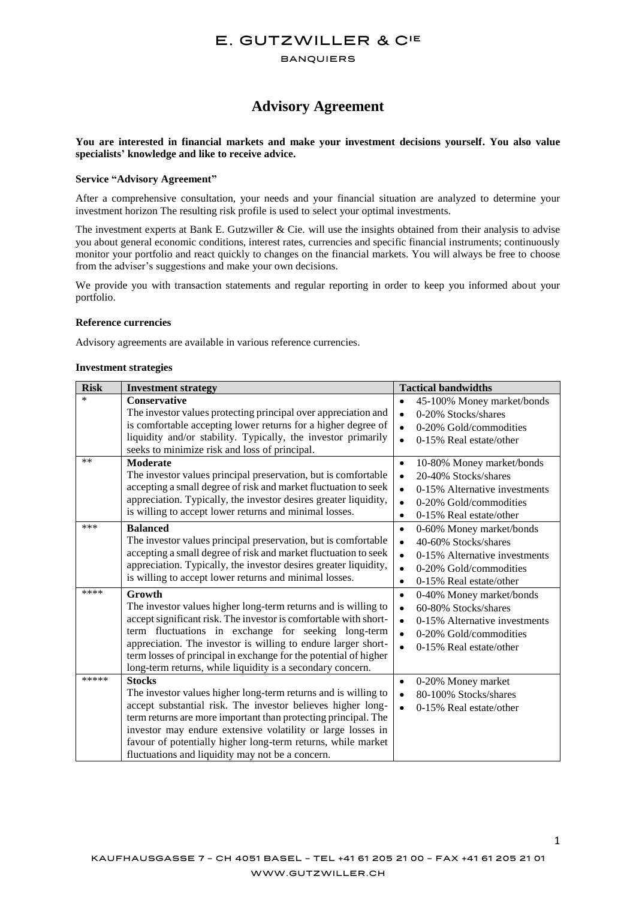# E. GUTZWILLER & CIE

BANQUIERS

## Advisory Agreement

**You are interested in financial markets and make your investment decisions yourself. You also value specialists' knowledge and like to receive advice.**

### Service "Advisory Agreement"

After a comprehensive consultation, your needs and your financial situation are analyzed to determine your investment horizon The resulting risk profile is used to select your optimal investments.

The investment experts at Bank E. Gutzwiller & Cie. will use the insights obtained from their analysis to advise you about general economic conditions, interest rates, currencies and specific financial instruments; continuously monitor your portfolio and react quickly to changes on the financial markets. You will always be free to choose from the adviser's suggestions and make your own decisions.

We provide you with transaction statements and regular reporting in order to keep you informed about your portfolio.

### Reference currencies

Advisory agreements are available in various reference currencies.

### Investment strategies

| Risk | Investment strategy | Tactical bandwidths |
|---|---|---|
| * | **Conservative**<br>The investor values protecting principal over appreciation and is comfortable accepting lower returns for a higher degree of liquidity and/or stability. Typically, the investor primarily seeks to minimize risk and loss of principal. | • 45-100% Money market/bonds<br>• 0-20% Stocks/shares<br>• 0-20% Gold/commodities<br>• 0-15% Real estate/other |
| ** | **Moderate**<br>The investor values principal preservation, but is comfortable accepting a small degree of risk and market fluctuation to seek appreciation. Typically, the investor desires greater liquidity, is willing to accept lower returns and minimal losses. | • 10-80% Money market/bonds<br>• 20-40% Stocks/shares<br>• 0-15% Alternative investments<br>• 0-20% Gold/commodities<br>• 0-15% Real estate/other |
| *** | **Balanced**<br>The investor values principal preservation, but is comfortable accepting a small degree of risk and market fluctuation to seek appreciation. Typically, the investor desires greater liquidity, is willing to accept lower returns and minimal losses. | • 0-60% Money market/bonds<br>• 40-60% Stocks/shares<br>• 0-15% Alternative investments<br>• 0-20% Gold/commodities<br>• 0-15% Real estate/other |
| **** | **Growth**<br>The investor values higher long-term returns and is willing to accept significant risk. The investor is comfortable with short-term fluctuations in exchange for seeking long-term appreciation. The investor is willing to endure larger short-term losses of principal in exchange for the potential of higher long-term returns, while liquidity is a secondary concern. | • 0-40% Money market/bonds<br>• 60-80% Stocks/shares<br>• 0-15% Alternative investments<br>• 0-20% Gold/commodities<br>• 0-15% Real estate/other |
| ***** | **Stocks**<br>The investor values higher long-term returns and is willing to accept substantial risk. The investor believes higher long-term returns are more important than protecting principal. The investor may endure extensive volatility or large losses in favour of potentially higher long-term returns, while market fluctuations and liquidity may not be a concern. | • 0-20% Money market<br>• 80-100% Stocks/shares<br>• 0-15% Real estate/other |

KAUFHAUSGASSE 7 – CH 4051 BASEL – TEL +41 61 205 21 00 – FAX +41 61 205 21 01

WWW.GUTZWILLER.CH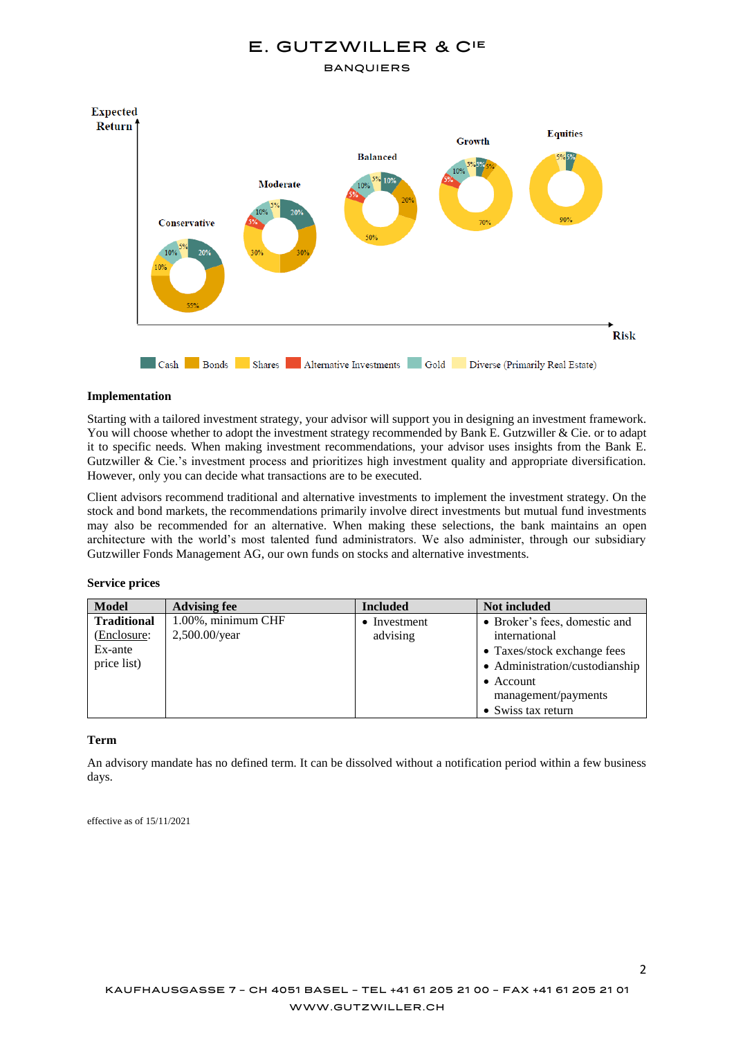Expected Return

Risk

Conservative
Moderate
Balanced
Growth
Equities

Conservative: 5% 20% 10% 10% 55%

Moderate: 5% 10% 5% 20% 30% 30%

Balanced: 5% 10% 10% 5% 20% 50%

Growth: 5% 5% 5% 10% 5% 70%

Equities: 5% 5% 90%

Cash  Bonds  Shares  Alternative Investments  Gold  Diverse (Primarily Real Estate)

**Implementation**

Starting with a tailored investment strategy, your advisor will support you in designing an investment framework. You will choose whether to adopt the investment strategy recommended by Bank E. Gutzwiller & Cie. or to adapt it to specific needs. When making investment recommendations, your advisor uses insights from the Bank E. Gutzwiller & Cie.'s investment process and prioritizes high investment quality and appropriate diversification. However, only you can decide what transactions are to be executed.

Client advisors recommend traditional and alternative investments to implement the investment strategy. On the stock and bond markets, the recommendations primarily involve direct investments but mutual fund investments may also be recommended for an alternative. When making these selections, the bank maintains an open architecture with the world's most talented fund administrators. We also administer, through our subsidiary Gutzwiller Fonds Management AG, our own funds on stocks and alternative investments.

**Service prices**

| Model | Advising fee | Included | Not included |
|---|---|---|---|
| **Traditional** (Enclosure: Ex-ante price list) | 1.00%, minimum CHF 2,500.00/year | • Investment advising | • Broker's fees, domestic and international<br>• Taxes/stock exchange fees<br>• Administration/custodianship<br>• Account management/payments<br>• Swiss tax return |

**Term**

An advisory mandate has no defined term. It can be dissolved without a notification period within a few business days.

effective as of 15/11/2021